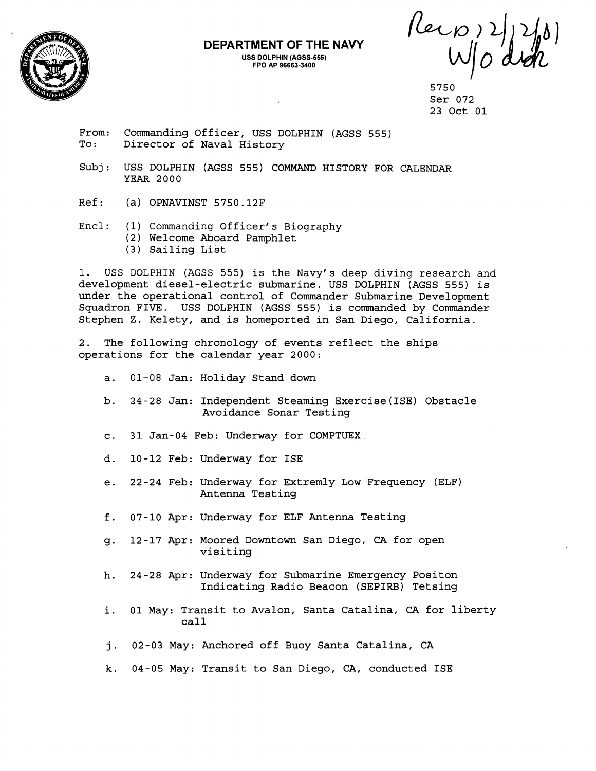**DEPARTMENT OF THE NAVY**
USS DOLPHIN (AGSS-555)
FPO AP 96663-3400

Recv'd 12/12/01
W/o disk

5750
Ser 072
23 Oct 01

From: Commanding Officer, USS DOLPHIN (AGSS 555)
To: Director of Naval History

Subj: USS DOLPHIN (AGSS 555) COMMAND HISTORY FOR CALENDAR YEAR 2000

Ref: (a) OPNAVINST 5750.12F

Encl: (1) Commanding Officer's Biography
(2) Welcome Aboard Pamphlet
(3) Sailing List

1. USS DOLPHIN (AGSS 555) is the Navy's deep diving research and development diesel-electric submarine. USS DOLPHIN (AGSS 555) is under the operational control of Commander Submarine Development Squadron FIVE. USS DOLPHIN (AGSS 555) is commanded by Commander Stephen Z. Kelety, and is homeported in San Diego, California.

2. The following chronology of events reflect the ships operations for the calendar year 2000:

a. 01-08 Jan: Holiday Stand down

b. 24-28 Jan: Independent Steaming Exercise(ISE) Obstacle Avoidance Sonar Testing

c. 31 Jan-04 Feb: Underway for COMPTUEX

d. 10-12 Feb: Underway for ISE

e. 22-24 Feb: Underway for Extremly Low Frequency (ELF) Antenna Testing

f. 07-10 Apr: Underway for ELF Antenna Testing

g. 12-17 Apr: Moored Downtown San Diego, CA for open visiting

h. 24-28 Apr: Underway for Submarine Emergency Positon Indicating Radio Beacon (SEPIRB) Tetsing

i. 01 May: Transit to Avalon, Santa Catalina, CA for liberty call

j. 02-03 May: Anchored off Buoy Santa Catalina, CA

k. 04-05 May: Transit to San Diego, CA, conducted ISE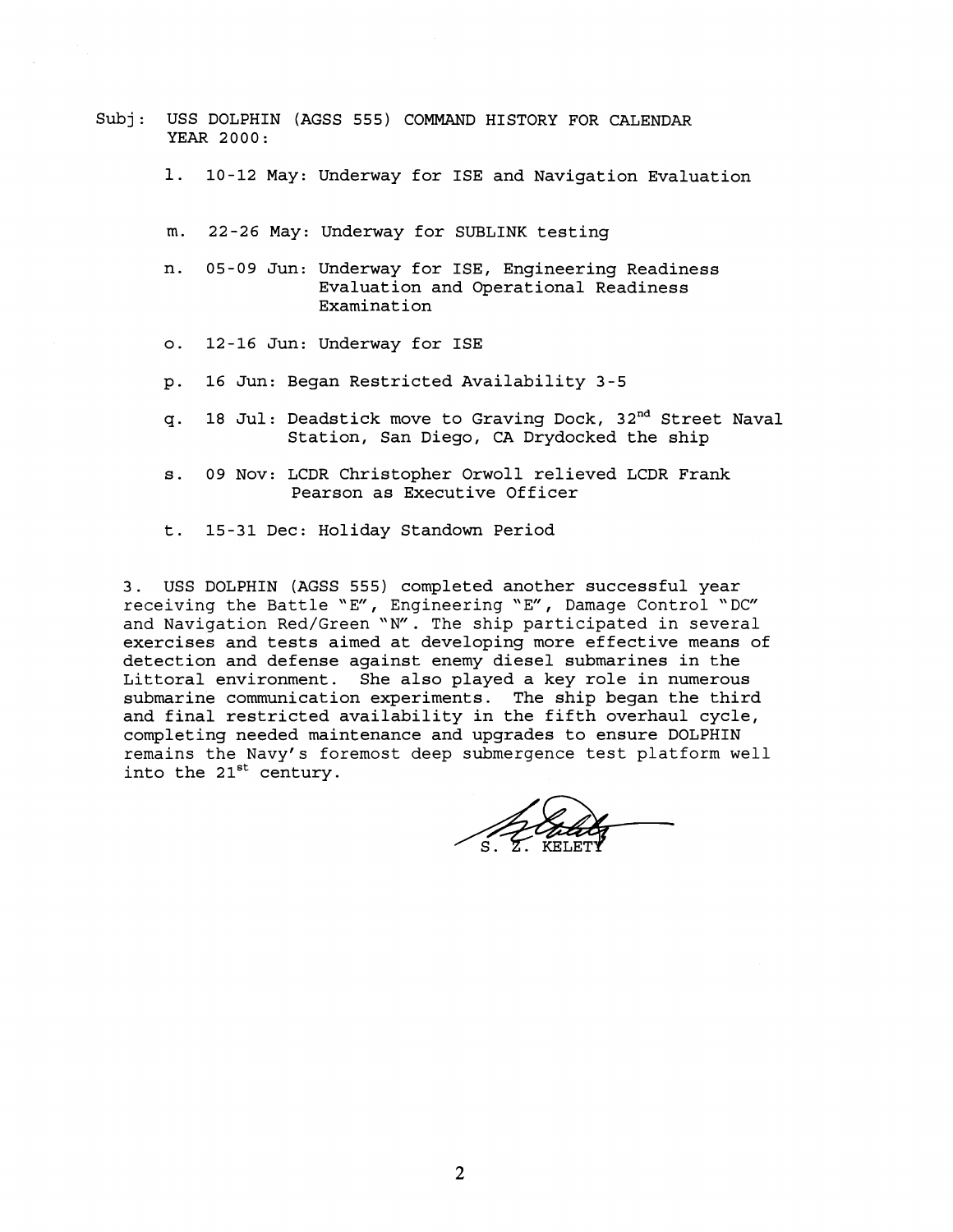Subj: USS DOLPHIN (AGSS 555) COMMAND HISTORY FOR CALENDAR YEAR 2000:

l. 10-12 May: Underway for ISE and Navigation Evaluation

m. 22-26 May: Underway for SUBLINK testing

n. 05-09 Jun: Underway for ISE, Engineering Readiness Evaluation and Operational Readiness Examination

o. 12-16 Jun: Underway for ISE

p. 16 Jun: Began Restricted Availability 3-5

q. 18 Jul: Deadstick move to Graving Dock, 32nd Street Naval Station, San Diego, CA Drydocked the ship

s. 09 Nov: LCDR Christopher Orwoll relieved LCDR Frank Pearson as Executive Officer

t. 15-31 Dec: Holiday Standown Period

3. USS DOLPHIN (AGSS 555) completed another successful year receiving the Battle "E", Engineering "E", Damage Control "DC" and Navigation Red/Green "N". The ship participated in several exercises and tests aimed at developing more effective means of detection and defense against enemy diesel submarines in the Littoral environment. She also played a key role in numerous submarine communication experiments. The ship began the third and final restricted availability in the fifth overhaul cycle, completing needed maintenance and upgrades to ensure DOLPHIN remains the Navy's foremost deep submergence test platform well into the 21st century.

S. Z. KELETY